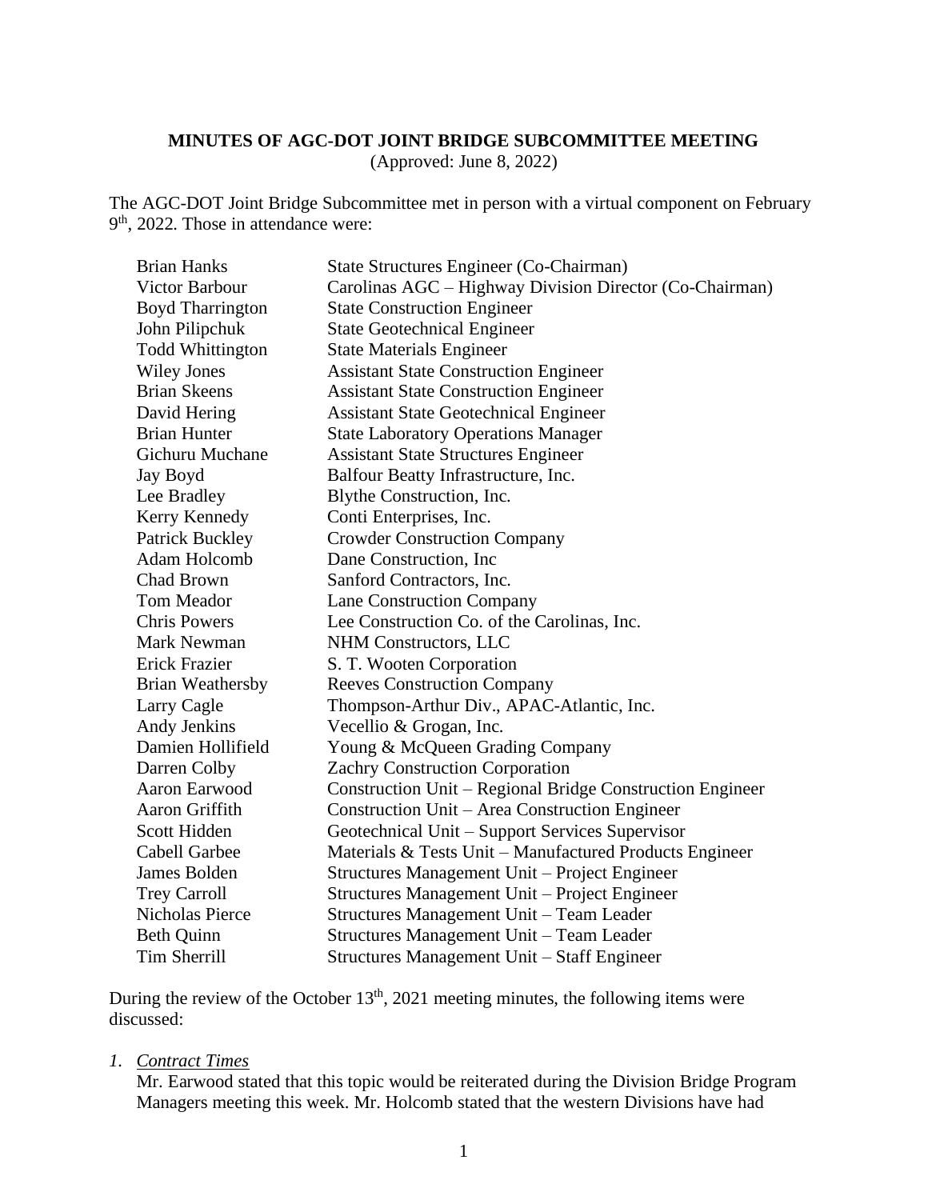**MINUTES OF AGC-DOT JOINT BRIDGE SUBCOMMITTEE MEETING**
(Approved: June 8, 2022)

The AGC-DOT Joint Bridge Subcommittee met in person with a virtual component on February 9th, 2022. Those in attendance were:

| | |
|---|---|
| Brian Hanks | State Structures Engineer (Co-Chairman) |
| Victor Barbour | Carolinas AGC – Highway Division Director (Co-Chairman) |
| Boyd Tharrington | State Construction Engineer |
| John Pilipchuk | State Geotechnical Engineer |
| Todd Whittington | State Materials Engineer |
| Wiley Jones | Assistant State Construction Engineer |
| Brian Skeens | Assistant State Construction Engineer |
| David Hering | Assistant State Geotechnical Engineer |
| Brian Hunter | State Laboratory Operations Manager |
| Gichuru Muchane | Assistant State Structures Engineer |
| Jay Boyd | Balfour Beatty Infrastructure, Inc. |
| Lee Bradley | Blythe Construction, Inc. |
| Kerry Kennedy | Conti Enterprises, Inc. |
| Patrick Buckley | Crowder Construction Company |
| Adam Holcomb | Dane Construction, Inc |
| Chad Brown | Sanford Contractors, Inc. |
| Tom Meador | Lane Construction Company |
| Chris Powers | Lee Construction Co. of the Carolinas, Inc. |
| Mark Newman | NHM Constructors, LLC |
| Erick Frazier | S. T. Wooten Corporation |
| Brian Weathersby | Reeves Construction Company |
| Larry Cagle | Thompson-Arthur Div., APAC-Atlantic, Inc. |
| Andy Jenkins | Vecellio & Grogan, Inc. |
| Damien Hollifield | Young & McQueen Grading Company |
| Darren Colby | Zachry Construction Corporation |
| Aaron Earwood | Construction Unit – Regional Bridge Construction Engineer |
| Aaron Griffith | Construction Unit – Area Construction Engineer |
| Scott Hidden | Geotechnical Unit – Support Services Supervisor |
| Cabell Garbee | Materials & Tests Unit – Manufactured Products Engineer |
| James Bolden | Structures Management Unit – Project Engineer |
| Trey Carroll | Structures Management Unit – Project Engineer |
| Nicholas Pierce | Structures Management Unit – Team Leader |
| Beth Quinn | Structures Management Unit – Team Leader |
| Tim Sherrill | Structures Management Unit – Staff Engineer |

During the review of the October 13th, 2021 meeting minutes, the following items were discussed:

1. *Contract Times*

   Mr. Earwood stated that this topic would be reiterated during the Division Bridge Program Managers meeting this week. Mr. Holcomb stated that the western Divisions have had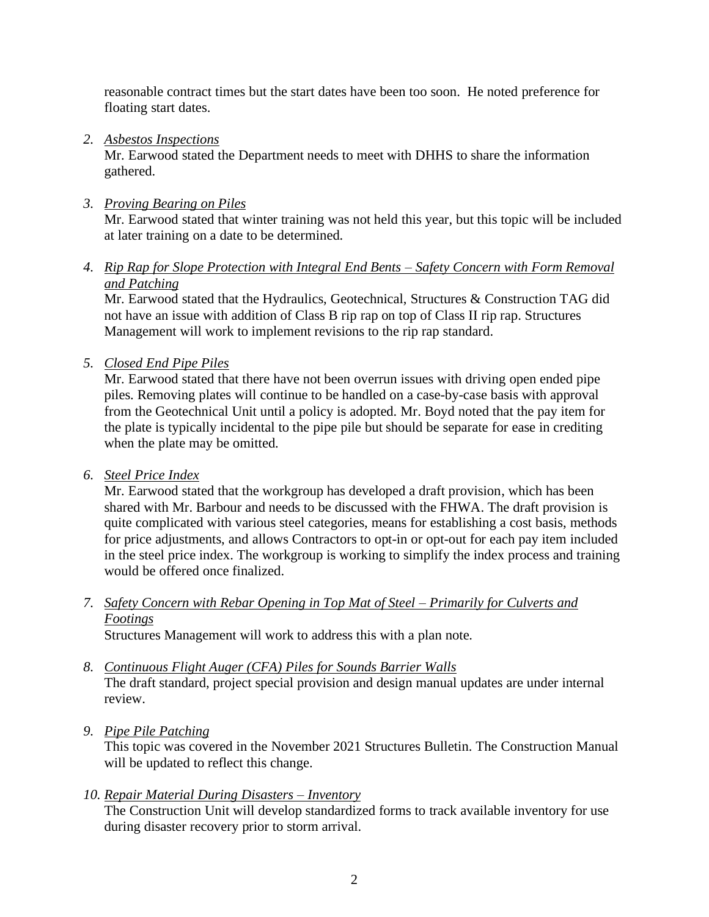reasonable contract times but the start dates have been too soon. He noted preference for floating start dates.

2. *Asbestos Inspections*
   Mr. Earwood stated the Department needs to meet with DHHS to share the information gathered.

3. *Proving Bearing on Piles*
   Mr. Earwood stated that winter training was not held this year, but this topic will be included at later training on a date to be determined.

4. *Rip Rap for Slope Protection with Integral End Bents – Safety Concern with Form Removal and Patching*
   Mr. Earwood stated that the Hydraulics, Geotechnical, Structures & Construction TAG did not have an issue with addition of Class B rip rap on top of Class II rip rap. Structures Management will work to implement revisions to the rip rap standard.

5. *Closed End Pipe Piles*
   Mr. Earwood stated that there have not been overrun issues with driving open ended pipe piles. Removing plates will continue to be handled on a case-by-case basis with approval from the Geotechnical Unit until a policy is adopted. Mr. Boyd noted that the pay item for the plate is typically incidental to the pipe pile but should be separate for ease in crediting when the plate may be omitted.

6. *Steel Price Index*
   Mr. Earwood stated that the workgroup has developed a draft provision, which has been shared with Mr. Barbour and needs to be discussed with the FHWA. The draft provision is quite complicated with various steel categories, means for establishing a cost basis, methods for price adjustments, and allows Contractors to opt-in or opt-out for each pay item included in the steel price index. The workgroup is working to simplify the index process and training would be offered once finalized.

7. *Safety Concern with Rebar Opening in Top Mat of Steel – Primarily for Culverts and Footings*
   Structures Management will work to address this with a plan note.

8. *Continuous Flight Auger (CFA) Piles for Sounds Barrier Walls*
   The draft standard, project special provision and design manual updates are under internal review.

9. *Pipe Pile Patching*
   This topic was covered in the November 2021 Structures Bulletin. The Construction Manual will be updated to reflect this change.

10. *Repair Material During Disasters – Inventory*
    The Construction Unit will develop standardized forms to track available inventory for use during disaster recovery prior to storm arrival.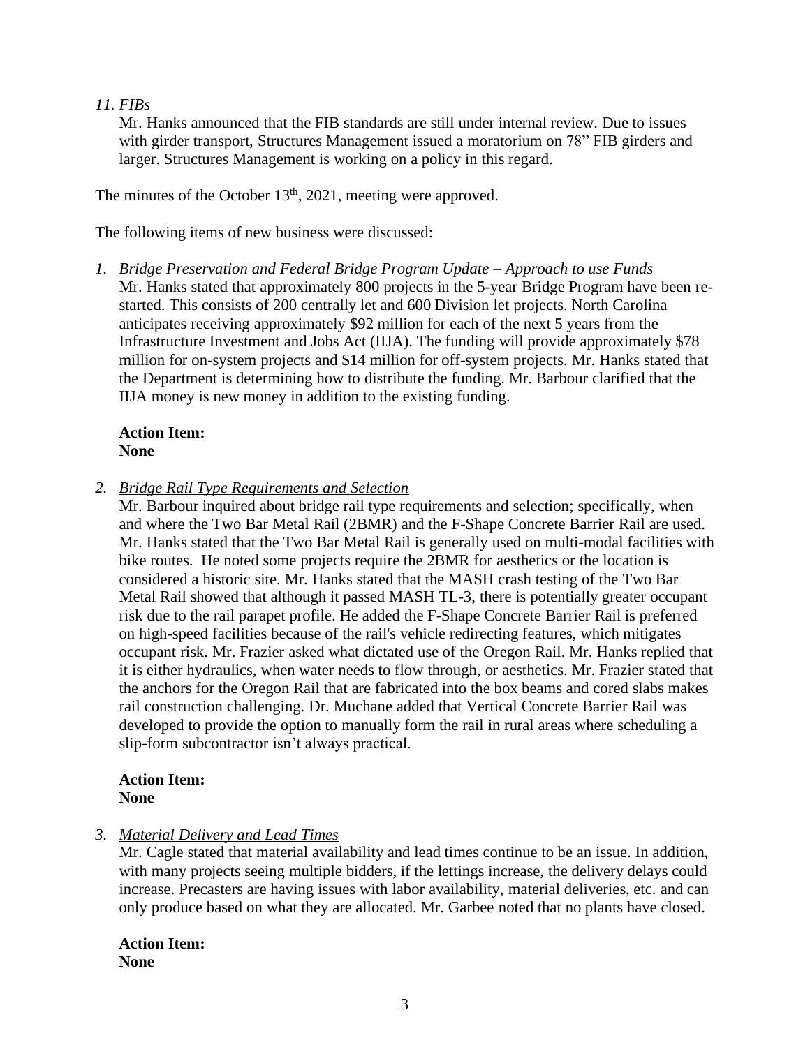*11. FIBs*

Mr. Hanks announced that the FIB standards are still under internal review. Due to issues with girder transport, Structures Management issued a moratorium on 78” FIB girders and larger. Structures Management is working on a policy in this regard.

The minutes of the October 13th, 2021, meeting were approved.

The following items of new business were discussed:

*1. Bridge Preservation and Federal Bridge Program Update – Approach to use Funds*

Mr. Hanks stated that approximately 800 projects in the 5-year Bridge Program have been re-started. This consists of 200 centrally let and 600 Division let projects. North Carolina anticipates receiving approximately $92 million for each of the next 5 years from the Infrastructure Investment and Jobs Act (IIJA). The funding will provide approximately $78 million for on-system projects and $14 million for off-system projects. Mr. Hanks stated that the Department is determining how to distribute the funding. Mr. Barbour clarified that the IIJA money is new money in addition to the existing funding.

**Action Item:**
**None**

*2. Bridge Rail Type Requirements and Selection*

Mr. Barbour inquired about bridge rail type requirements and selection; specifically, when and where the Two Bar Metal Rail (2BMR) and the F-Shape Concrete Barrier Rail are used. Mr. Hanks stated that the Two Bar Metal Rail is generally used on multi-modal facilities with bike routes. He noted some projects require the 2BMR for aesthetics or the location is considered a historic site. Mr. Hanks stated that the MASH crash testing of the Two Bar Metal Rail showed that although it passed MASH TL-3, there is potentially greater occupant risk due to the rail parapet profile. He added the F-Shape Concrete Barrier Rail is preferred on high-speed facilities because of the rail's vehicle redirecting features, which mitigates occupant risk. Mr. Frazier asked what dictated use of the Oregon Rail. Mr. Hanks replied that it is either hydraulics, when water needs to flow through, or aesthetics. Mr. Frazier stated that the anchors for the Oregon Rail that are fabricated into the box beams and cored slabs makes rail construction challenging. Dr. Muchane added that Vertical Concrete Barrier Rail was developed to provide the option to manually form the rail in rural areas where scheduling a slip-form subcontractor isn’t always practical.

**Action Item:**
**None**

*3. Material Delivery and Lead Times*

Mr. Cagle stated that material availability and lead times continue to be an issue. In addition, with many projects seeing multiple bidders, if the lettings increase, the delivery delays could increase. Precasters are having issues with labor availability, material deliveries, etc. and can only produce based on what they are allocated. Mr. Garbee noted that no plants have closed.

**Action Item:**
**None**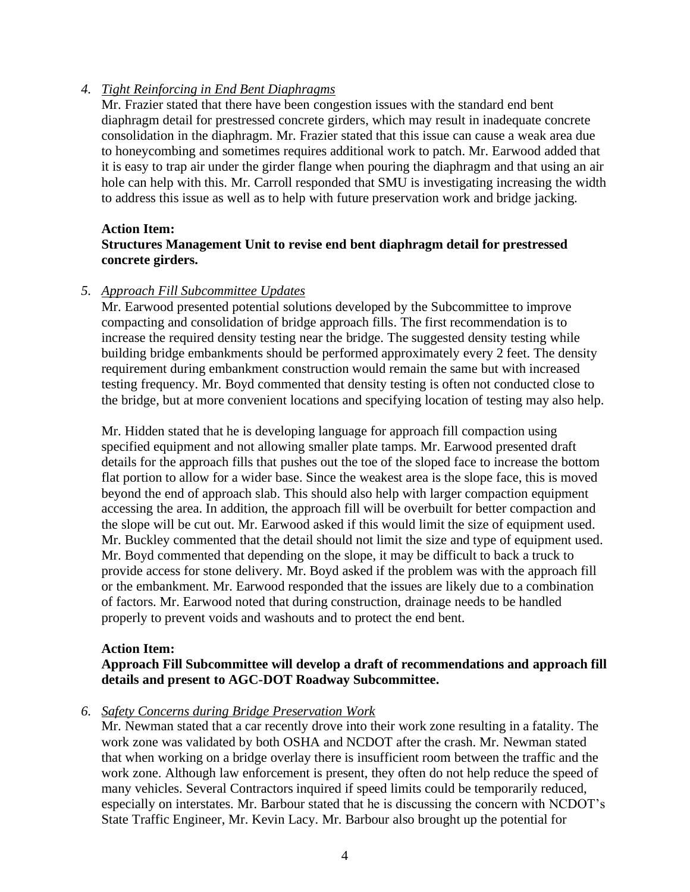4. *Tight Reinforcing in End Bent Diaphragms*

   Mr. Frazier stated that there have been congestion issues with the standard end bent diaphragm detail for prestressed concrete girders, which may result in inadequate concrete consolidation in the diaphragm. Mr. Frazier stated that this issue can cause a weak area due to honeycombing and sometimes requires additional work to patch. Mr. Earwood added that it is easy to trap air under the girder flange when pouring the diaphragm and that using an air hole can help with this. Mr. Carroll responded that SMU is investigating increasing the width to address this issue as well as to help with future preservation work and bridge jacking.

   **Action Item:**

   **Structures Management Unit to revise end bent diaphragm detail for prestressed concrete girders.**

5. *Approach Fill Subcommittee Updates*

   Mr. Earwood presented potential solutions developed by the Subcommittee to improve compacting and consolidation of bridge approach fills. The first recommendation is to increase the required density testing near the bridge. The suggested density testing while building bridge embankments should be performed approximately every 2 feet. The density requirement during embankment construction would remain the same but with increased testing frequency. Mr. Boyd commented that density testing is often not conducted close to the bridge, but at more convenient locations and specifying location of testing may also help.

   Mr. Hidden stated that he is developing language for approach fill compaction using specified equipment and not allowing smaller plate tamps. Mr. Earwood presented draft details for the approach fills that pushes out the toe of the sloped face to increase the bottom flat portion to allow for a wider base. Since the weakest area is the slope face, this is moved beyond the end of approach slab. This should also help with larger compaction equipment accessing the area. In addition, the approach fill will be overbuilt for better compaction and the slope will be cut out. Mr. Earwood asked if this would limit the size of equipment used. Mr. Buckley commented that the detail should not limit the size and type of equipment used. Mr. Boyd commented that depending on the slope, it may be difficult to back a truck to provide access for stone delivery. Mr. Boyd asked if the problem was with the approach fill or the embankment. Mr. Earwood responded that the issues are likely due to a combination of factors. Mr. Earwood noted that during construction, drainage needs to be handled properly to prevent voids and washouts and to protect the end bent.

   **Action Item:**

   **Approach Fill Subcommittee will develop a draft of recommendations and approach fill details and present to AGC-DOT Roadway Subcommittee.**

6. *Safety Concerns during Bridge Preservation Work*

   Mr. Newman stated that a car recently drove into their work zone resulting in a fatality. The work zone was validated by both OSHA and NCDOT after the crash. Mr. Newman stated that when working on a bridge overlay there is insufficient room between the traffic and the work zone. Although law enforcement is present, they often do not help reduce the speed of many vehicles. Several Contractors inquired if speed limits could be temporarily reduced, especially on interstates. Mr. Barbour stated that he is discussing the concern with NCDOT's State Traffic Engineer, Mr. Kevin Lacy. Mr. Barbour also brought up the potential for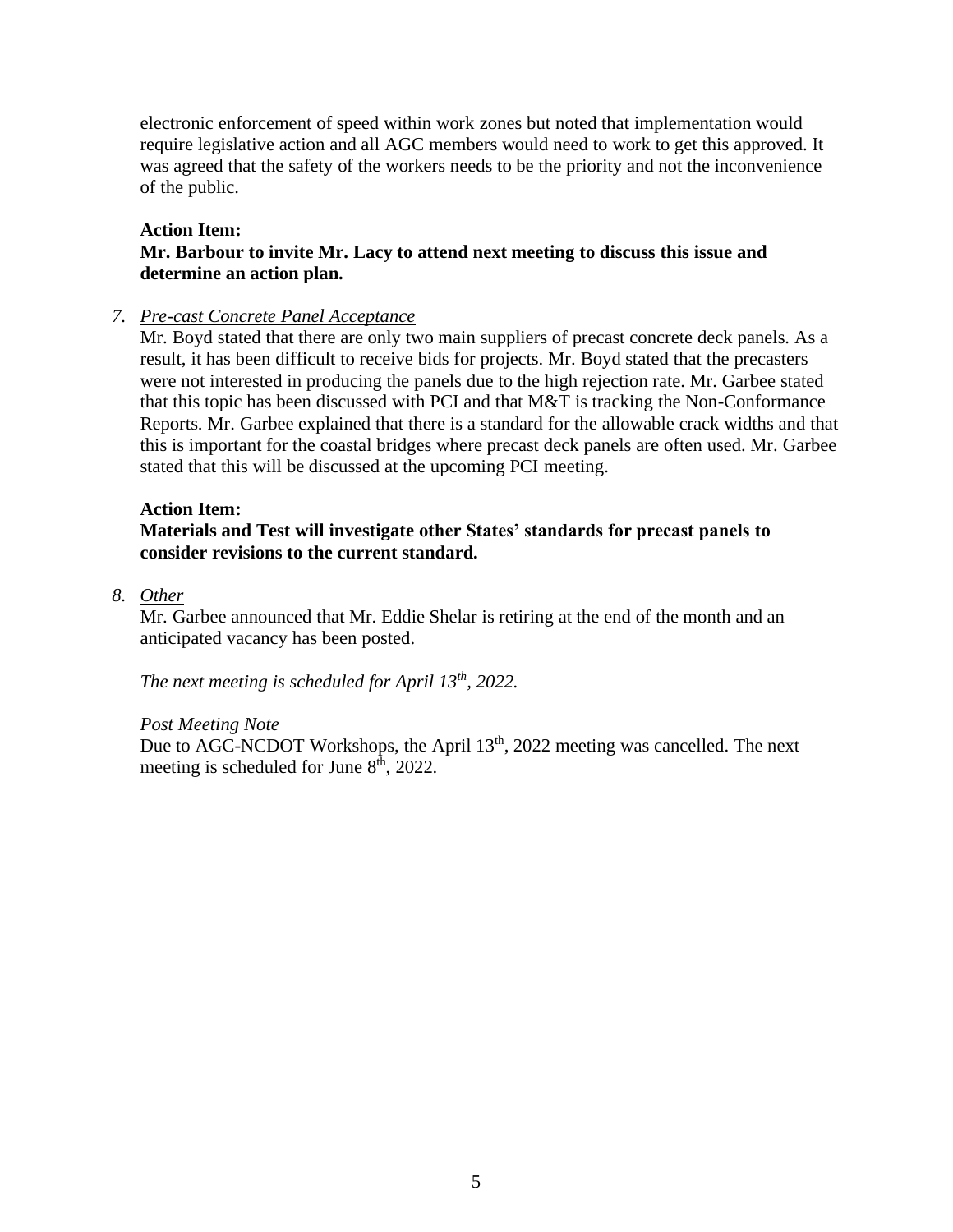electronic enforcement of speed within work zones but noted that implementation would require legislative action and all AGC members would need to work to get this approved. It was agreed that the safety of the workers needs to be the priority and not the inconvenience of the public.

**Action Item:**
**Mr. Barbour to invite Mr. Lacy to attend next meeting to discuss this issue and determine an action plan.**

7. *Pre-cast Concrete Panel Acceptance*

Mr. Boyd stated that there are only two main suppliers of precast concrete deck panels. As a result, it has been difficult to receive bids for projects. Mr. Boyd stated that the precasters were not interested in producing the panels due to the high rejection rate. Mr. Garbee stated that this topic has been discussed with PCI and that M&T is tracking the Non-Conformance Reports. Mr. Garbee explained that there is a standard for the allowable crack widths and that this is important for the coastal bridges where precast deck panels are often used. Mr. Garbee stated that this will be discussed at the upcoming PCI meeting.

**Action Item:**
**Materials and Test will investigate other States' standards for precast panels to consider revisions to the current standard.**

8. *Other*

Mr. Garbee announced that Mr. Eddie Shelar is retiring at the end of the month and an anticipated vacancy has been posted.

*The next meeting is scheduled for April 13th, 2022.*

*Post Meeting Note*

Due to AGC-NCDOT Workshops, the April 13th, 2022 meeting was cancelled. The next meeting is scheduled for June 8th, 2022.